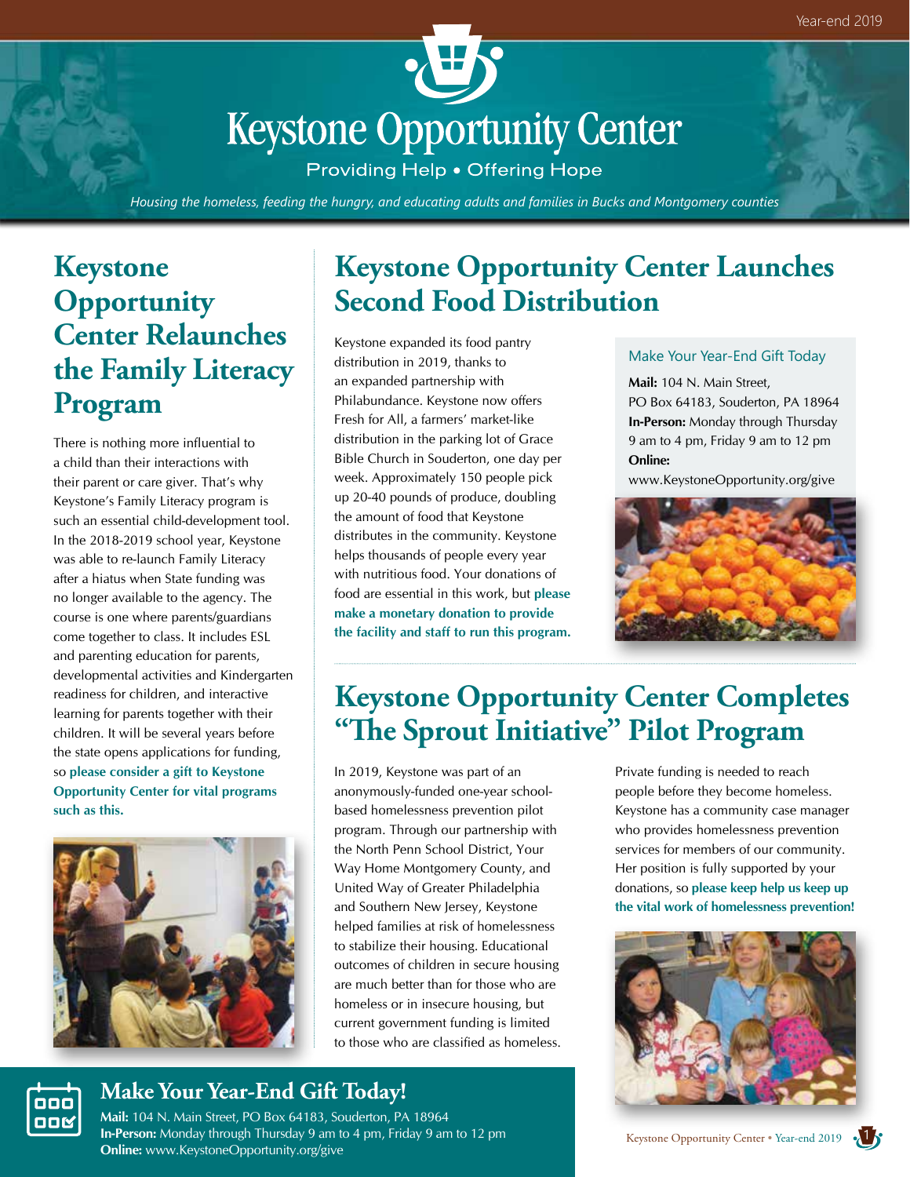# Keystone Opportunity Center

Providing Help • Offering Hope

*Housing the homeless, feeding the hungry, and educating adults and families in Bucks and Montgomery counties*

## Keystone Opportunity Center Relaunches the Family Literacy Program

There is nothing more influential to a child than their interactions with their parent or care giver. That's why Keystone's Family Literacy program is such an essential child-development tool. In the 2018-2019 school year, Keystone was able to re-launch Family Literacy after a hiatus when State funding was no longer available to the agency. The course is one where parents/guardians come together to class. It includes ESL and parenting education for parents, developmental activities and Kindergarten readiness for children, and interactive learning for parents together with their children. It will be several years before the state opens applications for funding, so **please consider a gift to Keystone Opportunity Center for vital programs such as this.**

## Keystone Opportunity Center Launches Second Food Distribution

Keystone expanded its food pantry distribution in 2019, thanks to an expanded partnership with Philabundance. Keystone now offers Fresh for All, a farmers' market-like distribution in the parking lot of Grace Bible Church in Souderton, one day per week. Approximately 150 people pick up 20-40 pounds of produce, doubling the amount of food that Keystone distributes in the community. Keystone helps thousands of people every year with nutritious food. Your donations of food are essential in this work, but **please make a monetary donation to provide the facility and staff to run this program.**

### Make Your Year-End Gift Today

**Mail:** 104 N. Main Street, PO Box 64183, Souderton, PA 18964
**In-Person:** Monday through Thursday 9 am to 4 pm, Friday 9 am to 12 pm
**Online:** www.KeystoneOpportunity.org/give

## Keystone Opportunity Center Completes "The Sprout Initiative" Pilot Program

In 2019, Keystone was part of an anonymously-funded one-year school-based homelessness prevention pilot program. Through our partnership with the North Penn School District, Your Way Home Montgomery County, and United Way of Greater Philadelphia and Southern New Jersey, Keystone helped families at risk of homelessness to stabilize their housing. Educational outcomes of children in secure housing are much better than for those who are homeless or in insecure housing, but current government funding is limited to those who are classified as homeless.

Private funding is needed to reach people before they become homeless. Keystone has a community case manager who provides homelessness prevention services for members of our community. Her position is fully supported by your donations, so **please keep help us keep up the vital work of homelessness prevention!**

## Make Your Year-End Gift Today!

**Mail:** 104 N. Main Street, PO Box 64183, Souderton, PA 18964
**In-Person:** Monday through Thursday 9 am to 4 pm, Friday 9 am to 12 pm
**Online:** www.KeystoneOpportunity.org/give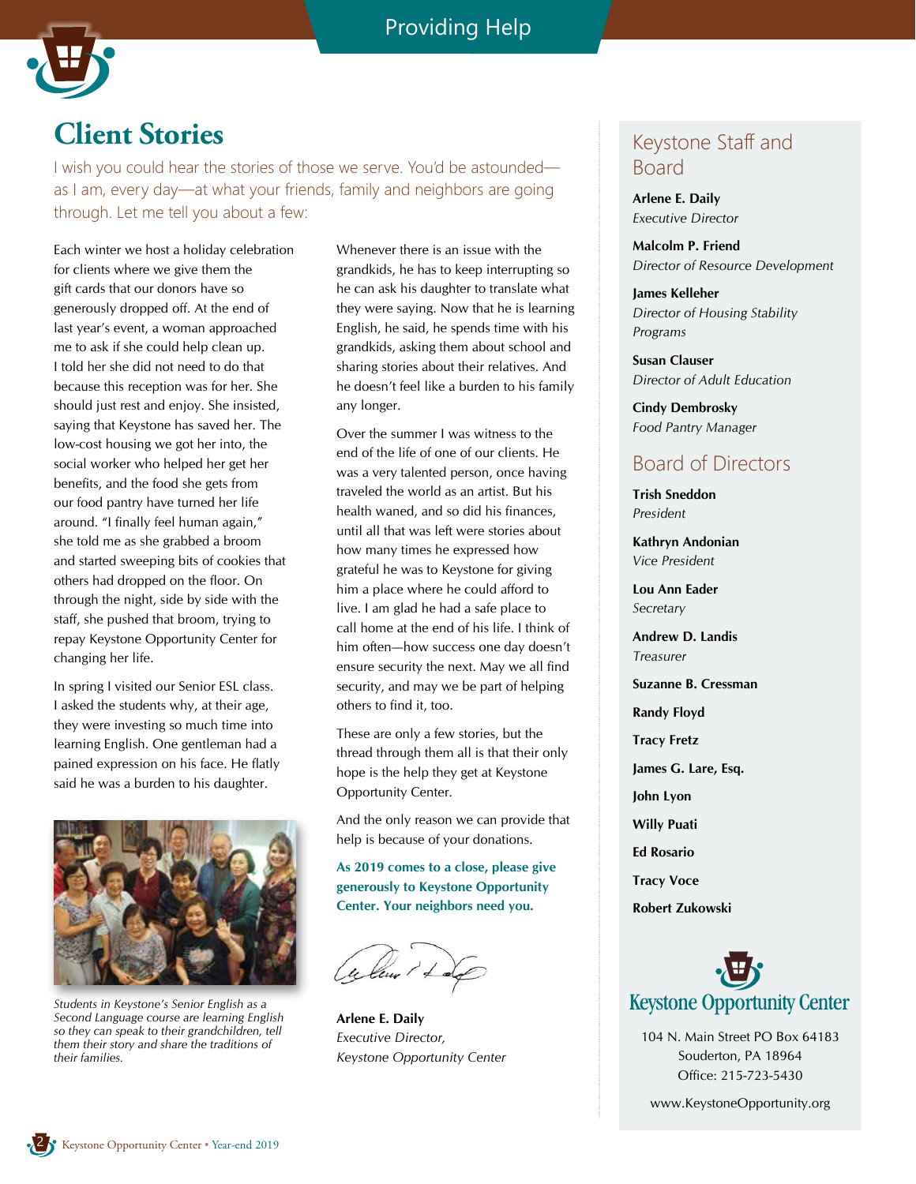# Client Stories

I wish you could hear the stories of those we serve. You'd be astounded—as I am, every day—at what your friends, family and neighbors are going through. Let me tell you about a few:

Each winter we host a holiday celebration for clients where we give them the gift cards that our donors have so generously dropped off. At the end of last year's event, a woman approached me to ask if she could help clean up. I told her she did not need to do that because this reception was for her. She should just rest and enjoy. She insisted, saying that Keystone has saved her. The low-cost housing we got her into, the social worker who helped her get her benefits, and the food she gets from our food pantry have turned her life around. "I finally feel human again," she told me as she grabbed a broom and started sweeping bits of cookies that others had dropped on the floor. On through the night, side by side with the staff, she pushed that broom, trying to repay Keystone Opportunity Center for changing her life.

In spring I visited our Senior ESL class. I asked the students why, at their age, they were investing so much time into learning English. One gentleman had a pained expression on his face. He flatly said he was a burden to his daughter.

*Students in Keystone's Senior English as a Second Language course are learning English so they can speak to their grandchildren, tell them their story and share the traditions of their families.*

Whenever there is an issue with the grandkids, he has to keep interrupting so he can ask his daughter to translate what they were saying. Now that he is learning English, he said, he spends time with his grandkids, asking them about school and sharing stories about their relatives. And he doesn't feel like a burden to his family any longer.

Over the summer I was witness to the end of the life of one of our clients. He was a very talented person, once having traveled the world as an artist. But his health waned, and so did his finances, until all that was left were stories about how many times he expressed how grateful he was to Keystone for giving him a place where he could afford to live. I am glad he had a safe place to call home at the end of his life. I think of him often—how success one day doesn't ensure security the next. May we all find security, and may we be part of helping others to find it, too.

These are only a few stories, but the thread through them all is that their only hope is the help they get at Keystone Opportunity Center.

And the only reason we can provide that help is because of your donations.

**As 2019 comes to a close, please give generously to Keystone Opportunity Center. Your neighbors need you.**

**Arlene E. Daily**
*Executive Director,*
*Keystone Opportunity Center*

## Keystone Staff and Board

**Arlene E. Daily**
*Executive Director*

**Malcolm P. Friend**
*Director of Resource Development*

**James Kelleher**
*Director of Housing Stability Programs*

**Susan Clauser**
*Director of Adult Education*

**Cindy Dembrosky**
*Food Pantry Manager*

## Board of Directors

**Trish Sneddon**
*President*

**Kathryn Andonian**
*Vice President*

**Lou Ann Eader**
*Secretary*

**Andrew D. Landis**
*Treasurer*

**Suzanne B. Cressman**

**Randy Floyd**

**Tracy Fretz**

**James G. Lare, Esq.**

**John Lyon**

**Willy Puati**

**Ed Rosario**

**Tracy Voce**

**Robert Zukowski**

Keystone Opportunity Center
104 N. Main Street PO Box 64183
Souderton, PA 18964
Office: 215-723-5430

www.KeystoneOpportunity.org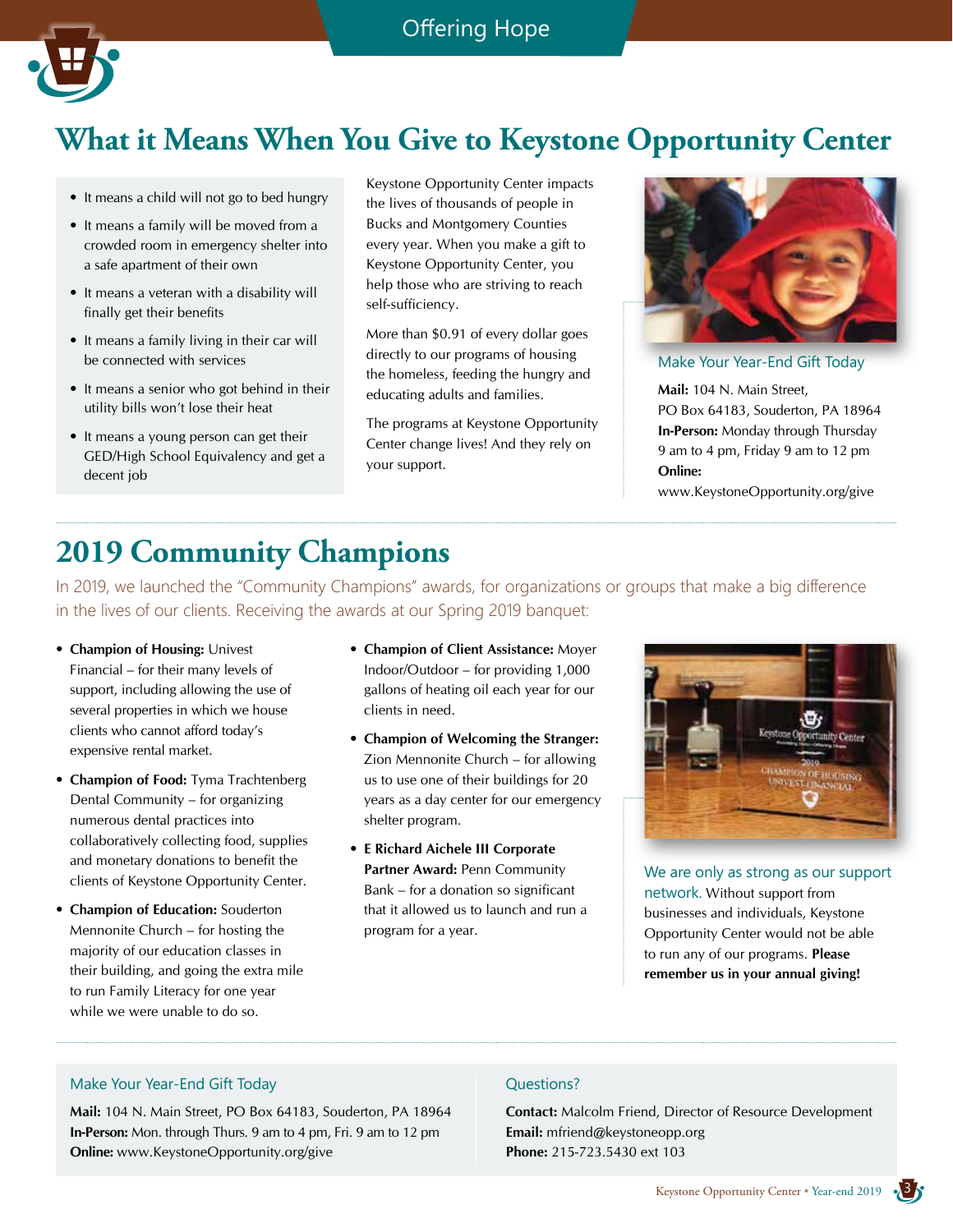Offering Hope

# What it Means When You Give to Keystone Opportunity Center

- It means a child will not go to bed hungry
- It means a family will be moved from a crowded room in emergency shelter into a safe apartment of their own
- It means a veteran with a disability will finally get their benefits
- It means a family living in their car will be connected with services
- It means a senior who got behind in their utility bills won't lose their heat
- It means a young person can get their GED/High School Equivalency and get a decent job

Keystone Opportunity Center impacts the lives of thousands of people in Bucks and Montgomery Counties every year. When you make a gift to Keystone Opportunity Center, you help those who are striving to reach self-sufficiency.

More than $0.91 of every dollar goes directly to our programs of housing the homeless, feeding the hungry and educating adults and families.

The programs at Keystone Opportunity Center change lives! And they rely on your support.

### Make Your Year-End Gift Today

**Mail:** 104 N. Main Street, PO Box 64183, Souderton, PA 18964
**In-Person:** Monday through Thursday 9 am to 4 pm, Friday 9 am to 12 pm
**Online:** www.KeystoneOpportunity.org/give

# 2019 Community Champions

In 2019, we launched the "Community Champions" awards, for organizations or groups that make a big difference in the lives of our clients. Receiving the awards at our Spring 2019 banquet:

- **Champion of Housing:** Univest Financial – for their many levels of support, including allowing the use of several properties in which we house clients who cannot afford today's expensive rental market.
- **Champion of Food:** Tyma Trachtenberg Dental Community – for organizing numerous dental practices into collaboratively collecting food, supplies and monetary donations to benefit the clients of Keystone Opportunity Center.
- **Champion of Education:** Souderton Mennonite Church – for hosting the majority of our education classes in their building, and going the extra mile to run Family Literacy for one year while we were unable to do so.
- **Champion of Client Assistance:** Moyer Indoor/Outdoor – for providing 1,000 gallons of heating oil each year for our clients in need.
- **Champion of Welcoming the Stranger:** Zion Mennonite Church – for allowing us to use one of their buildings for 20 years as a day center for our emergency shelter program.
- **E Richard Aichele III Corporate Partner Award:** Penn Community Bank – for a donation so significant that it allowed us to launch and run a program for a year.

We are only as strong as our support network. Without support from businesses and individuals, Keystone Opportunity Center would not be able to run any of our programs. **Please remember us in your annual giving!**

### Make Your Year-End Gift Today

**Mail:** 104 N. Main Street, PO Box 64183, Souderton, PA 18964
**In-Person:** Mon. through Thurs. 9 am to 4 pm, Fri. 9 am to 12 pm
**Online:** www.KeystoneOpportunity.org/give

### Questions?

**Contact:** Malcolm Friend, Director of Resource Development
**Email:** mfriend@keystoneopp.org
**Phone:** 215-723.5430 ext 103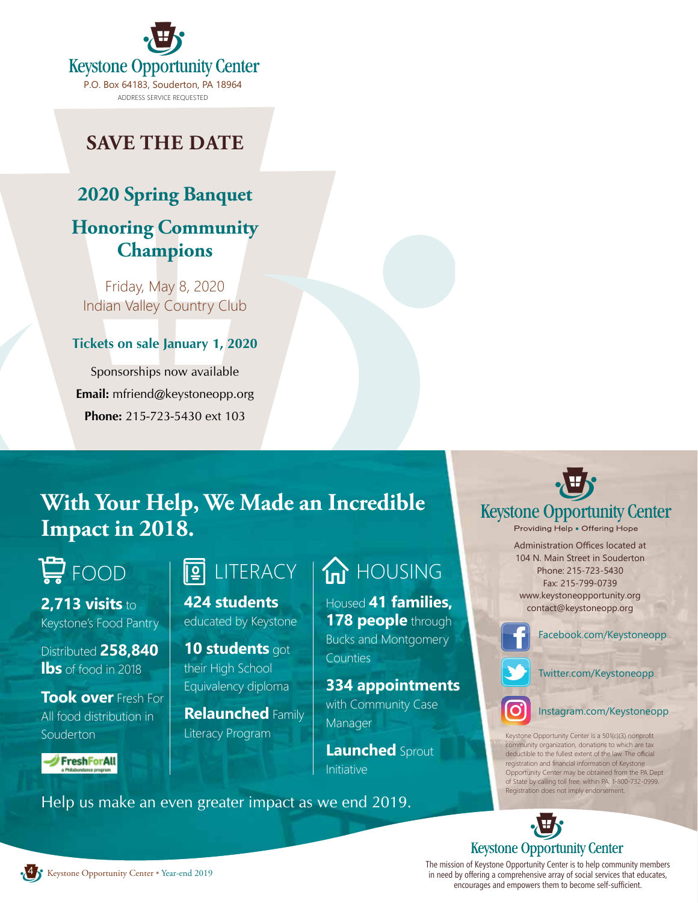Keystone Opportunity Center
P.O. Box 64183, Souderton, PA 18964
ADDRESS SERVICE REQUESTED

# SAVE THE DATE

## 2020 Spring Banquet

## Honoring Community Champions

Friday, May 8, 2020
Indian Valley Country Club

**Tickets on sale January 1, 2020**

Sponsorships now available
**Email:** mfriend@keystoneopp.org
**Phone:** 215-723-5430 ext 103

# With Your Help, We Made an Incredible Impact in 2018.

### FOOD

**2,713 visits** to Keystone's Food Pantry

Distributed **258,840 lbs** of food in 2018

**Took over** Fresh For All food distribution in Souderton

FreshForAll
a Philabundance program

### LITERACY

**424 students** educated by Keystone

**10 students** got their High School Equivalency diploma

**Relaunched** Family Literacy Program

### HOUSING

Housed **41 families, 178 people** through Bucks and Montgomery Counties

**334 appointments** with Community Case Manager

**Launched** Sprout Initiative

Help us make an even greater impact as we end 2019.

Keystone Opportunity Center
Providing Help • Offering Hope

Administration Offices located at
104 N. Main Street in Souderton
Phone: 215-723-5430
Fax: 215-799-0739
www.keystoneopportunity.org
contact@keystoneopp.org

Facebook.com/Keystoneopp

Twitter.com/Keystoneopp

Instagram.com/Keystoneopp

Keystone Opportunity Center is a 501(c)(3) nonprofit community organization, donations to which are tax deductible to the fullest extent of the law. The official registration and financial information of Keystone Opportunity Center may be obtained from the PA Dept. of State by calling toll free, within PA: 1-800-732-0999. Registration does not imply endorsement.

Keystone Opportunity Center

The mission of Keystone Opportunity Center is to help community members in need by offering a comprehensive array of social services that educates, encourages and empowers them to become self-sufficient.